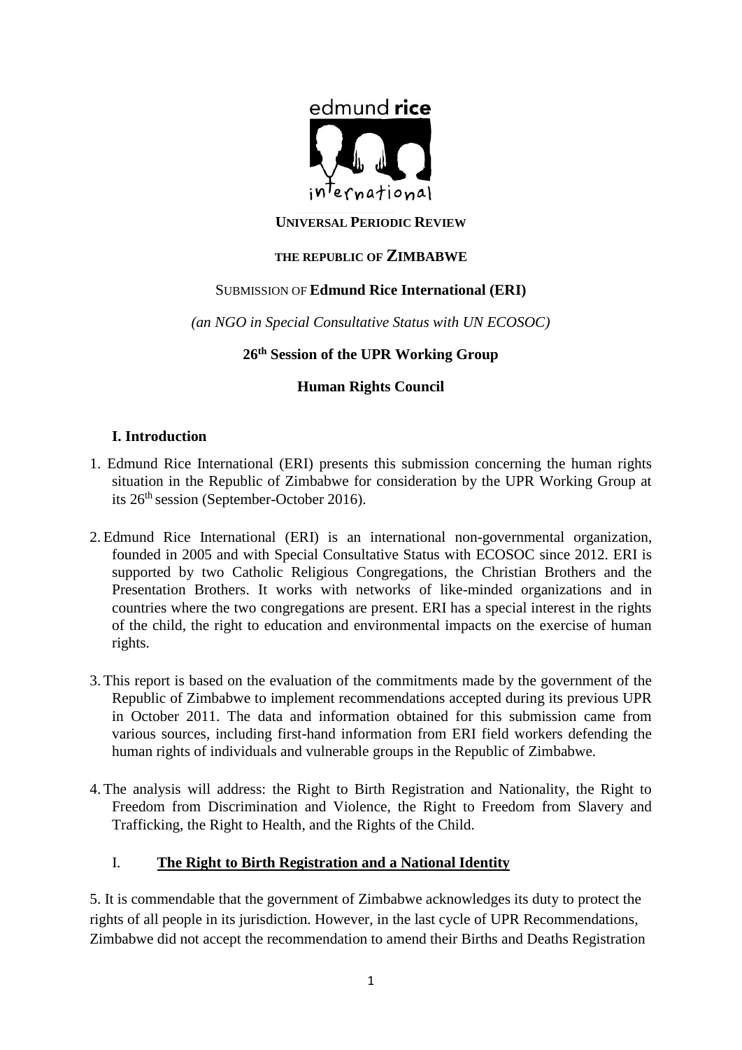**UNIVERSAL PERIODIC REVIEW**

**THE REPUBLIC OF ZIMBABWE**

SUBMISSION OF **Edmund Rice International (ERI)**

*(an NGO in Special Consultative Status with UN ECOSOC)*

**26th Session of the UPR Working Group**

**Human Rights Council**

## I. Introduction

1. Edmund Rice International (ERI) presents this submission concerning the human rights situation in the Republic of Zimbabwe for consideration by the UPR Working Group at its 26th session (September-October 2016).

2. Edmund Rice International (ERI) is an international non-governmental organization, founded in 2005 and with Special Consultative Status with ECOSOC since 2012. ERI is supported by two Catholic Religious Congregations, the Christian Brothers and the Presentation Brothers. It works with networks of like-minded organizations and in countries where the two congregations are present. ERI has a special interest in the rights of the child, the right to education and environmental impacts on the exercise of human rights.

3. This report is based on the evaluation of the commitments made by the government of the Republic of Zimbabwe to implement recommendations accepted during its previous UPR in October 2011. The data and information obtained for this submission came from various sources, including first-hand information from ERI field workers defending the human rights of individuals and vulnerable groups in the Republic of Zimbabwe.

4. The analysis will address: the Right to Birth Registration and Nationality, the Right to Freedom from Discrimination and Violence, the Right to Freedom from Slavery and Trafficking, the Right to Health, and the Rights of the Child.

## I. The Right to Birth Registration and a National Identity

5. It is commendable that the government of Zimbabwe acknowledges its duty to protect the rights of all people in its jurisdiction. However, in the last cycle of UPR Recommendations, Zimbabwe did not accept the recommendation to amend their Births and Deaths Registration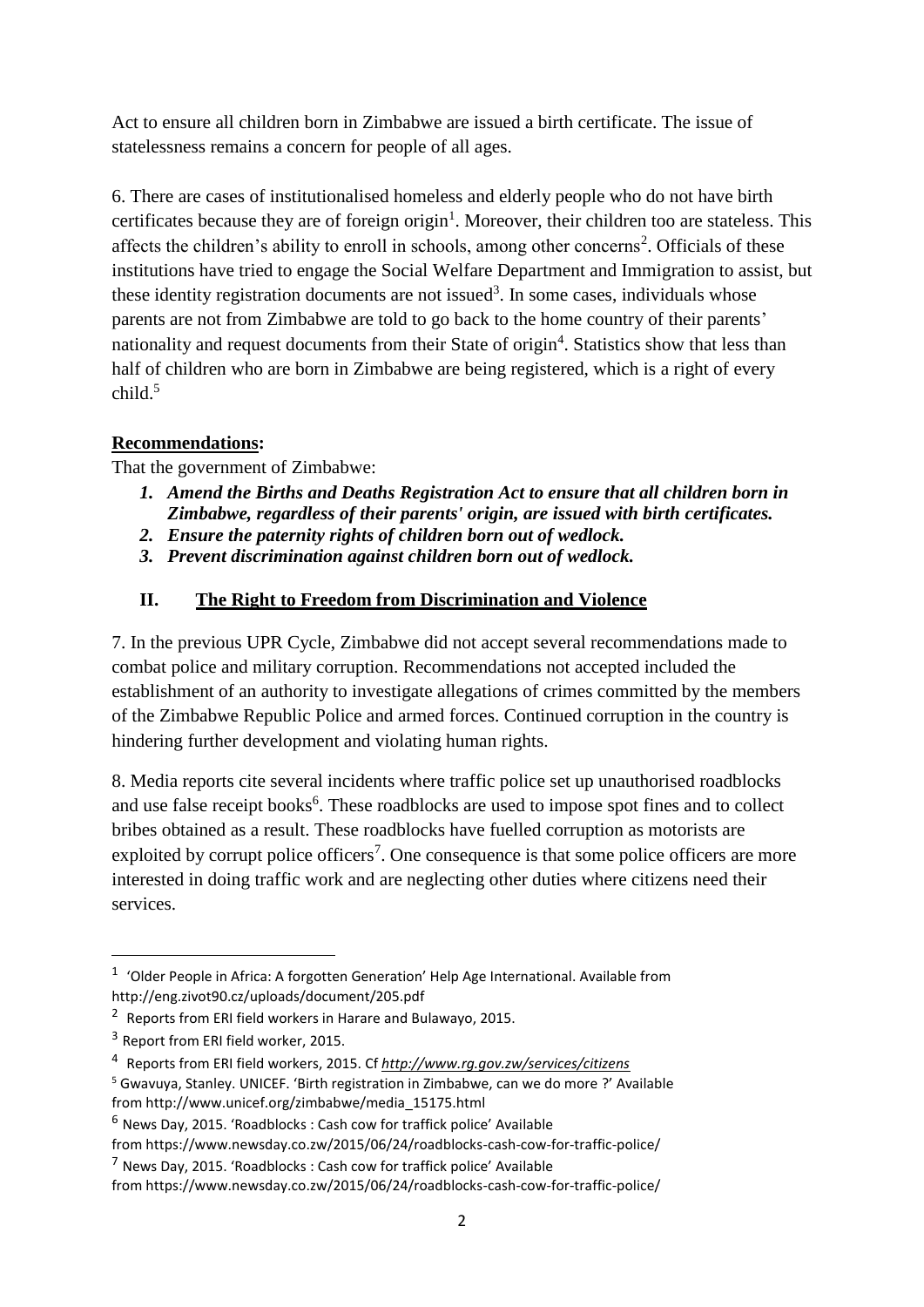Act to ensure all children born in Zimbabwe are issued a birth certificate. The issue of statelessness remains a concern for people of all ages.

6. There are cases of institutionalised homeless and elderly people who do not have birth certificates because they are of foreign origin[1]. Moreover, their children too are stateless. This affects the children's ability to enroll in schools, among other concerns[2]. Officials of these institutions have tried to engage the Social Welfare Department and Immigration to assist, but these identity registration documents are not issued[3]. In some cases, individuals whose parents are not from Zimbabwe are told to go back to the home country of their parents' nationality and request documents from their State of origin[4]. Statistics show that less than half of children who are born in Zimbabwe are being registered, which is a right of every child.[5]

**Recommendations:**

That the government of Zimbabwe:

1. ***Amend the Births and Deaths Registration Act to ensure that all children born in Zimbabwe, regardless of their parents' origin, are issued with birth certificates.***
2. ***Ensure the paternity rights of children born out of wedlock.***
3. ***Prevent discrimination against children born out of wedlock.***

## II. The Right to Freedom from Discrimination and Violence

7. In the previous UPR Cycle, Zimbabwe did not accept several recommendations made to combat police and military corruption. Recommendations not accepted included the establishment of an authority to investigate allegations of crimes committed by the members of the Zimbabwe Republic Police and armed forces. Continued corruption in the country is hindering further development and violating human rights.

8. Media reports cite several incidents where traffic police set up unauthorised roadblocks and use false receipt books[6]. These roadblocks are used to impose spot fines and to collect bribes obtained as a result. These roadblocks have fuelled corruption as motorists are exploited by corrupt police officers[7]. One consequence is that some police officers are more interested in doing traffic work and are neglecting other duties where citizens need their services.

---

[1] 'Older People in Africa: A forgotten Generation' Help Age International. Available from http://eng.zivot90.cz/uploads/document/205.pdf

[2] Reports from ERI field workers in Harare and Bulawayo, 2015.

[3] Report from ERI field worker, 2015.

[4] Reports from ERI field workers, 2015. Cf *http://www.rg.gov.zw/services/citizens*

[5] Gwavuya, Stanley. UNICEF. 'Birth registration in Zimbabwe, can we do more ?' Available from http://www.unicef.org/zimbabwe/media_15175.html

[6] News Day, 2015. 'Roadblocks : Cash cow for traffick police' Available from https://www.newsday.co.zw/2015/06/24/roadblocks-cash-cow-for-traffic-police/

[7] News Day, 2015. 'Roadblocks : Cash cow for traffick police' Available from https://www.newsday.co.zw/2015/06/24/roadblocks-cash-cow-for-traffic-police/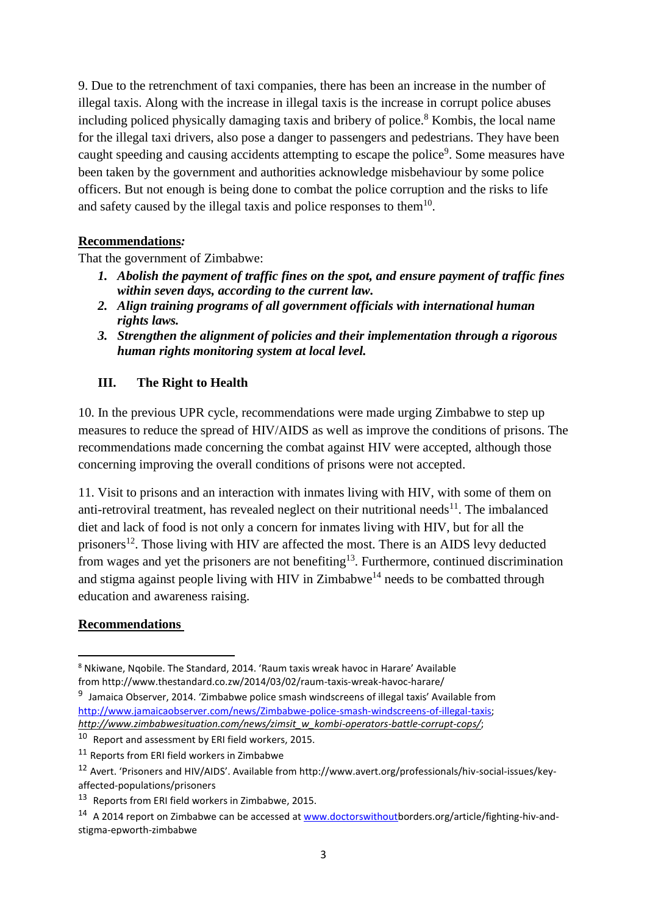9. Due to the retrenchment of taxi companies, there has been an increase in the number of illegal taxis. Along with the increase in illegal taxis is the increase in corrupt police abuses including policed physically damaging taxis and bribery of police.[8] Kombis, the local name for the illegal taxi drivers, also pose a danger to passengers and pedestrians. They have been caught speeding and causing accidents attempting to escape the police[9]. Some measures have been taken by the government and authorities acknowledge misbehaviour by some police officers. But not enough is being done to combat the police corruption and the risks to life and safety caused by the illegal taxis and police responses to them[10].

**Recommendations*:***

That the government of Zimbabwe:

1. ***Abolish the payment of traffic fines on the spot, and ensure payment of traffic fines within seven days, according to the current law.***
2. ***Align training programs of all government officials with international human rights laws.***
3. ***Strengthen the alignment of policies and their implementation through a rigorous human rights monitoring system at local level.***

## III. The Right to Health

10. In the previous UPR cycle, recommendations were made urging Zimbabwe to step up measures to reduce the spread of HIV/AIDS as well as improve the conditions of prisons. The recommendations made concerning the combat against HIV were accepted, although those concerning improving the overall conditions of prisons were not accepted.

11. Visit to prisons and an interaction with inmates living with HIV, with some of them on anti-retroviral treatment, has revealed neglect on their nutritional needs[11]. The imbalanced diet and lack of food is not only a concern for inmates living with HIV, but for all the prisoners[12]. Those living with HIV are affected the most. There is an AIDS levy deducted from wages and yet the prisoners are not benefiting[13]. Furthermore, continued discrimination and stigma against people living with HIV in Zimbabwe[14] needs to be combatted through education and awareness raising.

**Recommendations**

---

[8] Nkiwane, Nqobile. The Standard, 2014. 'Raum taxis wreak havoc in Harare' Available from http://www.thestandard.co.zw/2014/03/02/raum-taxis-wreak-havoc-harare/

[9] Jamaica Observer, 2014. 'Zimbabwe police smash windscreens of illegal taxis' Available from http://www.jamaicaobserver.com/news/Zimbabwe-police-smash-windscreens-of-illegal-taxis; *http://www.zimbabwesituation.com/news/zimsit_w_kombi-operators-battle-corrupt-cops/*;

[10] Report and assessment by ERI field workers, 2015.

[11] Reports from ERI field workers in Zimbabwe

[12] Avert. 'Prisoners and HIV/AIDS'. Available from http://www.avert.org/professionals/hiv-social-issues/key-affected-populations/prisoners

[13] Reports from ERI field workers in Zimbabwe, 2015.

[14] A 2014 report on Zimbabwe can be accessed at www.doctorswithoutborders.org/article/fighting-hiv-and-stigma-epworth-zimbabwe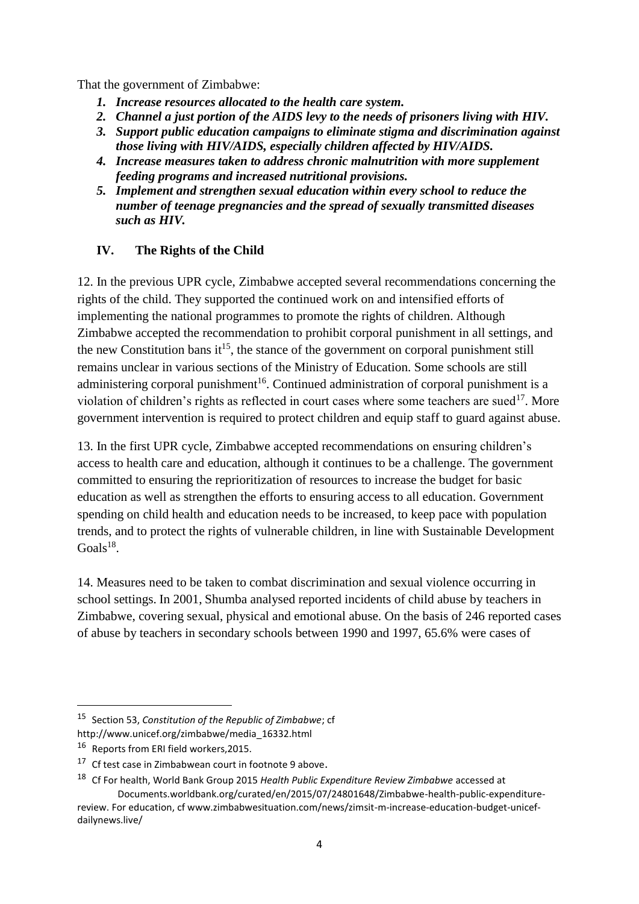That the government of Zimbabwe:

1. ***Increase resources allocated to the health care system.***
2. ***Channel a just portion of the AIDS levy to the needs of prisoners living with HIV.***
3. ***Support public education campaigns to eliminate stigma and discrimination against those living with HIV/AIDS, especially children affected by HIV/AIDS.***
4. ***Increase measures taken to address chronic malnutrition with more supplement feeding programs and increased nutritional provisions.***
5. ***Implement and strengthen sexual education within every school to reduce the number of teenage pregnancies and the spread of sexually transmitted diseases such as HIV.***

## IV. The Rights of the Child

12. In the previous UPR cycle, Zimbabwe accepted several recommendations concerning the rights of the child. They supported the continued work on and intensified efforts of implementing the national programmes to promote the rights of children. Although Zimbabwe accepted the recommendation to prohibit corporal punishment in all settings, and the new Constitution bans it[15], the stance of the government on corporal punishment still remains unclear in various sections of the Ministry of Education. Some schools are still administering corporal punishment[16]. Continued administration of corporal punishment is a violation of children's rights as reflected in court cases where some teachers are sued[17]. More government intervention is required to protect children and equip staff to guard against abuse.

13. In the first UPR cycle, Zimbabwe accepted recommendations on ensuring children's access to health care and education, although it continues to be a challenge. The government committed to ensuring the reprioritization of resources to increase the budget for basic education as well as strengthen the efforts to ensuring access to all education. Government spending on child health and education needs to be increased, to keep pace with population trends, and to protect the rights of vulnerable children, in line with Sustainable Development Goals[18].

14. Measures need to be taken to combat discrimination and sexual violence occurring in school settings. In 2001, Shumba analysed reported incidents of child abuse by teachers in Zimbabwe, covering sexual, physical and emotional abuse. On the basis of 246 reported cases of abuse by teachers in secondary schools between 1990 and 1997, 65.6% were cases of

---

[15] Section 53, *Constitution of the Republic of Zimbabwe*; cf http://www.unicef.org/zimbabwe/media_16332.html

[16] Reports from ERI field workers,2015.

[17] Cf test case in Zimbabwean court in footnote 9 above.

[18] Cf For health, World Bank Group 2015 *Health Public Expenditure Review Zimbabwe* accessed at Documents.worldbank.org/curated/en/2015/07/24801648/Zimbabwe-health-public-expenditure-review. For education, cf www.zimbabwesituation.com/news/zimsit-m-increase-education-budget-unicef-dailynews.live/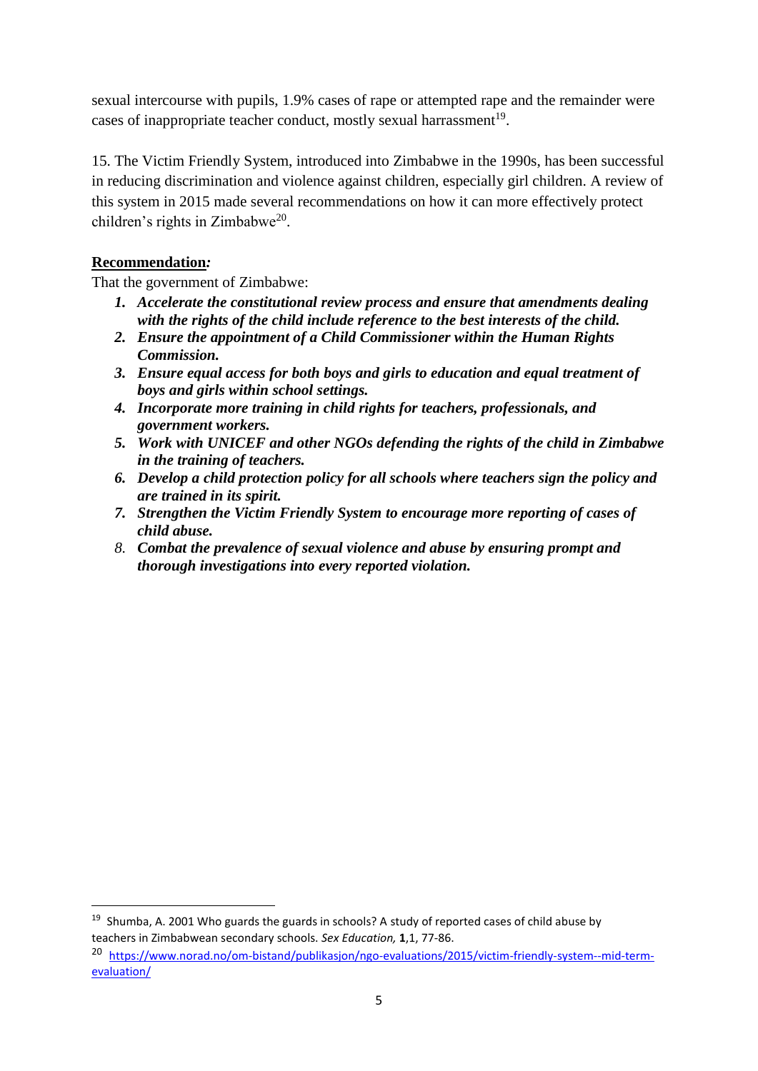sexual intercourse with pupils, 1.9% cases of rape or attempted rape and the remainder were cases of inappropriate teacher conduct, mostly sexual harrassment[19].

15. The Victim Friendly System, introduced into Zimbabwe in the 1990s, has been successful in reducing discrimination and violence against children, especially girl children. A review of this system in 2015 made several recommendations on how it can more effectively protect children's rights in Zimbabwe[20].

**Recommendation*:***

That the government of Zimbabwe:

1. ***Accelerate the constitutional review process and ensure that amendments dealing with the rights of the child include reference to the best interests of the child.***
2. ***Ensure the appointment of a Child Commissioner within the Human Rights Commission.***
3. ***Ensure equal access for both boys and girls to education and equal treatment of boys and girls within school settings.***
4. ***Incorporate more training in child rights for teachers, professionals, and government workers.***
5. ***Work with UNICEF and other NGOs defending the rights of the child in Zimbabwe in the training of teachers.***
6. ***Develop a child protection policy for all schools where teachers sign the policy and are trained in its spirit.***
7. ***Strengthen the Victim Friendly System to encourage more reporting of cases of child abuse.***
8. ***Combat the prevalence of sexual violence and abuse by ensuring prompt and thorough investigations into every reported violation.***

---

[19] Shumba, A. 2001 Who guards the guards in schools? A study of reported cases of child abuse by teachers in Zimbabwean secondary schools. *Sex Education,* **1**,1, 77-86.

[20] https://www.norad.no/om-bistand/publikasjon/ngo-evaluations/2015/victim-friendly-system--mid-term-evaluation/